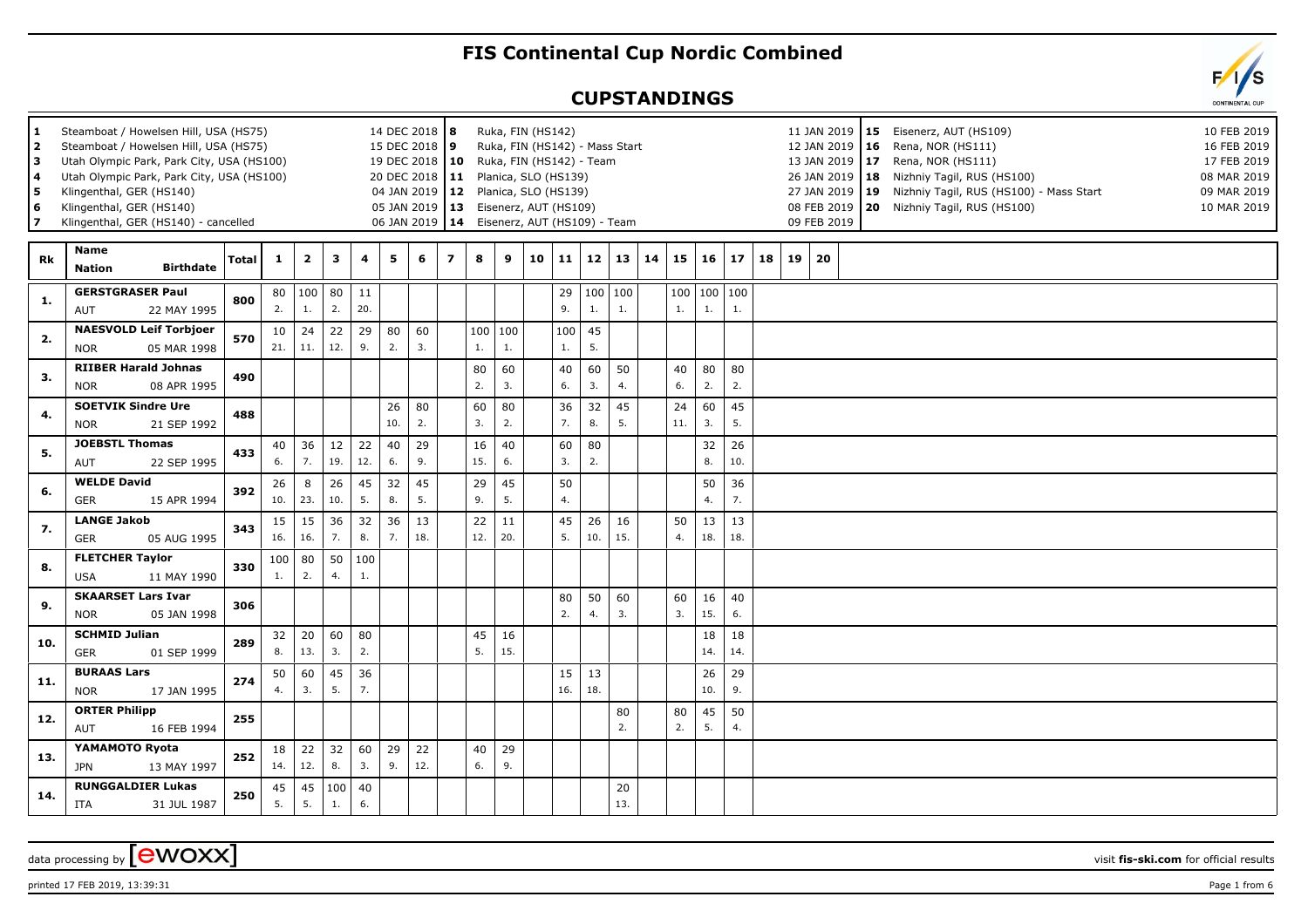# FIS Continental Cup Nordic Combined

## CUPSTANDINGS

| # | Event | Date |
|---|---|---|
| 1 | Steamboat / Howelsen Hill, USA (HS75) | 14 DEC 2018 |
| 2 | Steamboat / Howelsen Hill, USA (HS75) | 15 DEC 2018 |
| 3 | Utah Olympic Park, Park City, USA (HS100) | 19 DEC 2018 |
| 4 | Utah Olympic Park, Park City, USA (HS100) | 20 DEC 2018 |
| 5 | Klingenthal, GER (HS140) | 04 JAN 2019 |
| 6 | Klingenthal, GER (HS140) | 05 JAN 2019 |
| 7 | Klingenthal, GER (HS140) - cancelled | 06 JAN 2019 |
| 8 | Ruka, FIN (HS142) | 11 JAN 2019 |
| 9 | Ruka, FIN (HS142) - Mass Start | 12 JAN 2019 |
| 10 | Ruka, FIN (HS142) - Team | 13 JAN 2019 |
| 11 | Planica, SLO (HS139) | 26 JAN 2019 |
| 12 | Planica, SLO (HS139) | 27 JAN 2019 |
| 13 | Eisenerz, AUT (HS109) | 08 FEB 2019 |
| 14 | Eisenerz, AUT (HS109) - Team | 09 FEB 2019 |
| 15 | Eisenerz, AUT (HS109) | 10 FEB 2019 |
| 16 | Rena, NOR (HS111) | 16 FEB 2019 |
| 17 | Rena, NOR (HS111) | 17 FEB 2019 |
| 18 | Nizhniy Tagil, RUS (HS100) | 08 MAR 2019 |
| 19 | Nizhniy Tagil, RUS (HS100) - Mass Start | 09 MAR 2019 |
| 20 | Nizhniy Tagil, RUS (HS100) | 10 MAR 2019 |

| Rk | Name / Nation / Birthdate | Total | 1 | 2 | 3 | 4 | 5 | 6 | 7 | 8 | 9 | 10 | 11 | 12 | 13 | 14 | 15 | 16 | 17 | 18 | 19 | 20 |
|---|---|---|---|---|---|---|---|---|---|---|---|---|---|---|---|---|---|---|---|---|---|---|
| 1. | GERSTGRASER Paul AUT 22 MAY 1995 | 800 | 80 2. | 100 1. | 80 2. | 11 20. | | | | | | | 29 9. | 100 1. | 100 1. | | 100 1. | 100 1. | 100 1. | | | |
| 2. | NAESVOLD Leif Torbjoer NOR 05 MAR 1998 | 570 | 10 21. | 24 11. | 22 12. | 29 9. | 80 2. | 60 3. | | 100 1. | 100 1. | | 100 1. | 45 5. | | | | | | | | |
| 3. | RIIBER Harald Johnas NOR 08 APR 1995 | 490 | | | | | | | | 80 2. | 60 3. | | 40 6. | 60 3. | 50 4. | | 40 6. | 80 2. | 80 2. | | | |
| 4. | SOETVIK Sindre Ure NOR 21 SEP 1992 | 488 | | | | | 26 10. | 80 2. | | 60 3. | 80 2. | | 36 7. | 32 8. | 45 5. | | 24 11. | 60 3. | 45 5. | | | |
| 5. | JOEBSTL Thomas AUT 22 SEP 1995 | 433 | 40 6. | 36 7. | 12 19. | 22 12. | 40 6. | 29 9. | | 16 15. | 40 6. | | 60 3. | 80 2. | | | | 32 8. | 26 10. | | | |
| 6. | WELDE David GER 15 APR 1994 | 392 | 26 10. | 8 23. | 26 10. | 45 5. | 32 8. | 45 5. | | 29 9. | 45 5. | | 50 4. | | | | | 50 4. | 36 7. | | | |
| 7. | LANGE Jakob GER 05 AUG 1995 | 343 | 15 16. | 15 16. | 36 7. | 32 8. | 36 7. | 13 18. | | 22 12. | 11 20. | | 45 5. | 26 10. | 16 15. | | 50 4. | 13 18. | 13 18. | | | |
| 8. | FLETCHER Taylor USA 11 MAY 1990 | 330 | 100 1. | 80 2. | 50 4. | 100 1. | | | | | | | | | | | | | | | | |
| 9. | SKAARSET Lars Ivar NOR 05 JAN 1998 | 306 | | | | | | | | | | | 80 2. | 50 4. | 60 3. | | 60 3. | 16 15. | 40 6. | | | |
| 10. | SCHMID Julian GER 01 SEP 1999 | 289 | 32 8. | 20 13. | 60 3. | 80 2. | | | | 45 5. | 16 15. | | | | | | | 18 14. | 18 14. | | | |
| 11. | BURAAS Lars NOR 17 JAN 1995 | 274 | 50 4. | 60 3. | 45 5. | 36 7. | | | | | | | 15 16. | 13 18. | | | | 26 10. | 29 9. | | | |
| 12. | ORTER Philipp AUT 16 FEB 1994 | 255 | | | | | | | | | | | | | 80 2. | | 80 2. | 45 5. | 50 4. | | | |
| 13. | YAMAMOTO Ryota JPN 13 MAY 1997 | 252 | 18 14. | 22 12. | 32 8. | 60 3. | 29 9. | 22 12. | | 40 6. | 29 9. | | | | | | | | | | | |
| 14. | RUNGGALDIER Lukas ITA 31 JUL 1987 | 250 | 45 5. | 45 5. | 100 1. | 40 6. | | | | | | | | | 20 13. | | | | | | | |

data processing by EWOXX — visit fis-ski.com for official results

printed 17 FEB 2019, 13:39:31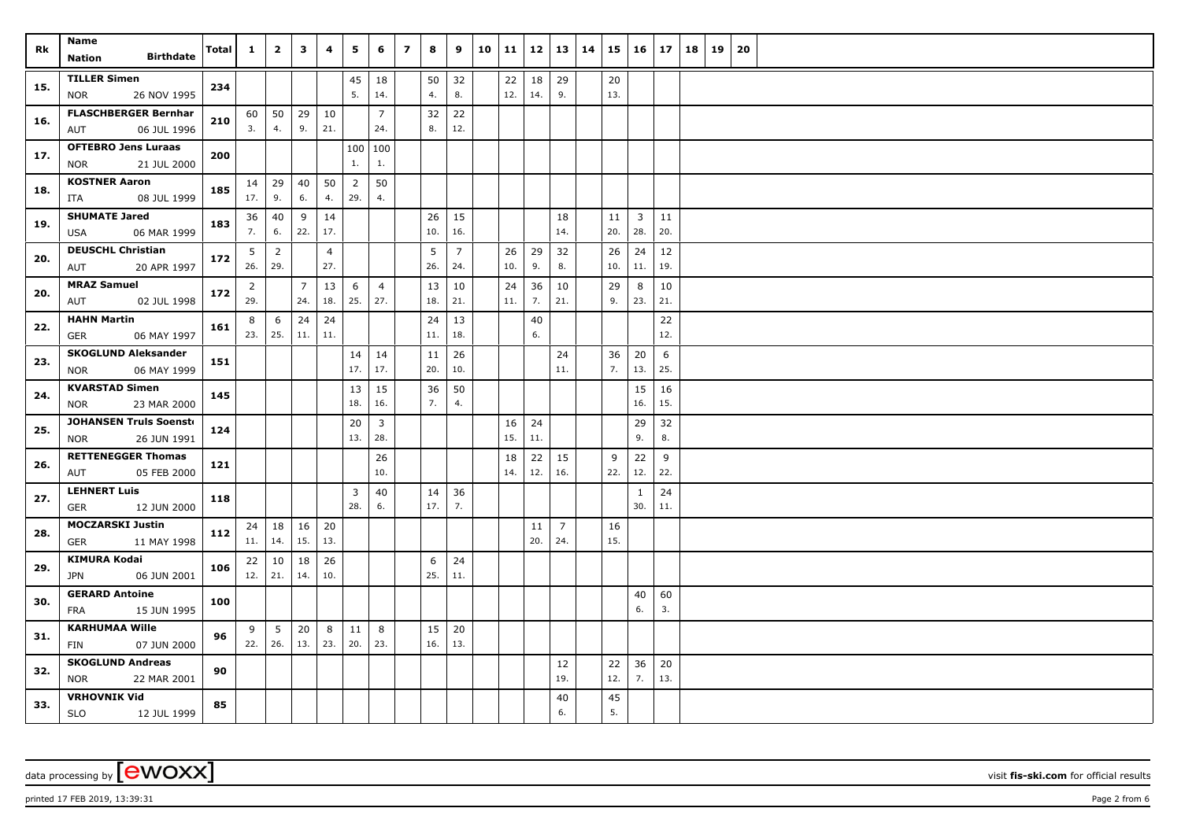| Rk | Name<br>Nation Birthdate | Total | 1 | 2 | 3 | 4 | 5 | 6 | 7 | 8 | 9 | 10 | 11 | 12 | 13 | 14 | 15 | 16 | 17 | 18 | 19 | 20 |
|---|---|---|---|---|---|---|---|---|---|---|---|---|---|---|---|---|---|---|---|---|---|---|
| 15. | TILLER Simen<br>NOR 26 NOV 1995 | 234 | | | | | 45<br>5. | 18<br>14. | | 50<br>4. | 32<br>8. | | 22<br>12. | 18<br>14. | 29<br>9. | | 20<br>13. | | | | | |
| 16. | FLASCHBERGER Bernhar<br>AUT 06 JUL 1996 | 210 | 60<br>3. | 50<br>4. | 29<br>9. | 10<br>21. | | 7<br>24. | | 32<br>8. | 22<br>12. | | | | | | | | | | | |
| 17. | OFTEBRO Jens Luraas<br>NOR 21 JUL 2000 | 200 | | | | | 100<br>1. | 100<br>1. | | | | | | | | | | | | | | |
| 18. | KOSTNER Aaron<br>ITA 08 JUL 1999 | 185 | 14<br>17. | 29<br>9. | 40<br>6. | 50<br>4. | 2<br>29. | 50<br>4. | | | | | | | | | | | | | | |
| 19. | SHUMATE Jared<br>USA 06 MAR 1999 | 183 | 36<br>7. | 40<br>6. | 9<br>22. | 14<br>17. | | | | 26<br>10. | 15<br>16. | | | | 18<br>14. | | 11<br>20. | 3<br>28. | 11<br>20. | | | |
| 20. | DEUSCHL Christian<br>AUT 20 APR 1997 | 172 | 5<br>26. | 2<br>29. | | 4<br>27. | | | | 5<br>26. | 7<br>24. | | 26<br>10. | 29<br>9. | 32<br>8. | | 26<br>10. | 24<br>11. | 12<br>19. | | | |
| 20. | MRAZ Samuel<br>AUT 02 JUL 1998 | 172 | 2<br>29. | | 7<br>24. | 13<br>18. | 6<br>25. | 4<br>27. | | 13<br>18. | 10<br>21. | | 24<br>11. | 36<br>7. | 10<br>21. | | 29<br>9. | 8<br>23. | 10<br>21. | | | |
| 22. | HAHN Martin<br>GER 06 MAY 1997 | 161 | 8<br>23. | 6<br>25. | 24<br>11. | 24<br>11. | | | | 24<br>11. | 13<br>18. | | | 40<br>6. | | | | | 22<br>12. | | | |
| 23. | SKOGLUND Aleksander<br>NOR 06 MAY 1999 | 151 | | | | | 14<br>17. | 14<br>17. | | 11<br>20. | 26<br>10. | | | | 24<br>11. | | 36<br>7. | 20<br>13. | 6<br>25. | | | |
| 24. | KVARSTAD Simen<br>NOR 23 MAR 2000 | 145 | | | | | 13<br>18. | 15<br>16. | | 36<br>7. | 50<br>4. | | | | | | | 15<br>16. | 16<br>15. | | | |
| 25. | JOHANSEN Truls Soenst<br>NOR 26 JUN 1991 | 124 | | | | | 20<br>13. | 3<br>28. | | | | | 16<br>15. | 24<br>11. | | | | 29<br>9. | 32<br>8. | | | |
| 26. | RETTENEGGER Thomas<br>AUT 05 FEB 2000 | 121 | | | | | | 26<br>10. | | | | | 18<br>14. | 22<br>12. | 15<br>16. | | 9<br>22. | 22<br>12. | 9<br>22. | | | |
| 27. | LEHNERT Luis<br>GER 12 JUN 2000 | 118 | | | | | 3<br>28. | 40<br>6. | | 14<br>17. | 36<br>7. | | | | | | | 1<br>30. | 24<br>11. | | | |
| 28. | MOCZARSKI Justin<br>GER 11 MAY 1998 | 112 | 24<br>11. | 18<br>14. | 16<br>15. | 20<br>13. | | | | | | | | 11<br>20. | 7<br>24. | | 16<br>15. | | | | | |
| 29. | KIMURA Kodai<br>JPN 06 JUN 2001 | 106 | 22<br>12. | 10<br>21. | 18<br>14. | 26<br>10. | | | | 6<br>25. | 24<br>11. | | | | | | | | | | | |
| 30. | GERARD Antoine<br>FRA 15 JUN 1995 | 100 | | | | | | | | | | | | | | | | 40<br>6. | 60<br>3. | | | |
| 31. | KARHUMAA Wille<br>FIN 07 JUN 2000 | 96 | 9<br>22. | 5<br>26. | 20<br>13. | 8<br>23. | 11<br>20. | 8<br>23. | | 15<br>16. | 20<br>13. | | | | | | | | | | | |
| 32. | SKOGLUND Andreas<br>NOR 22 MAR 2001 | 90 | | | | | | | | | | | | | 12<br>19. | | 22<br>12. | 36<br>7. | 20<br>13. | | | |
| 33. | VRHOVNIK Vid<br>SLO 12 JUL 1999 | 85 | | | | | | | | | | | | | 40<br>6. | | 45<br>5. | | | | | |

data processing by [ewoxx] visit fis-ski.com for official results

printed 17 FEB 2019, 13:39:31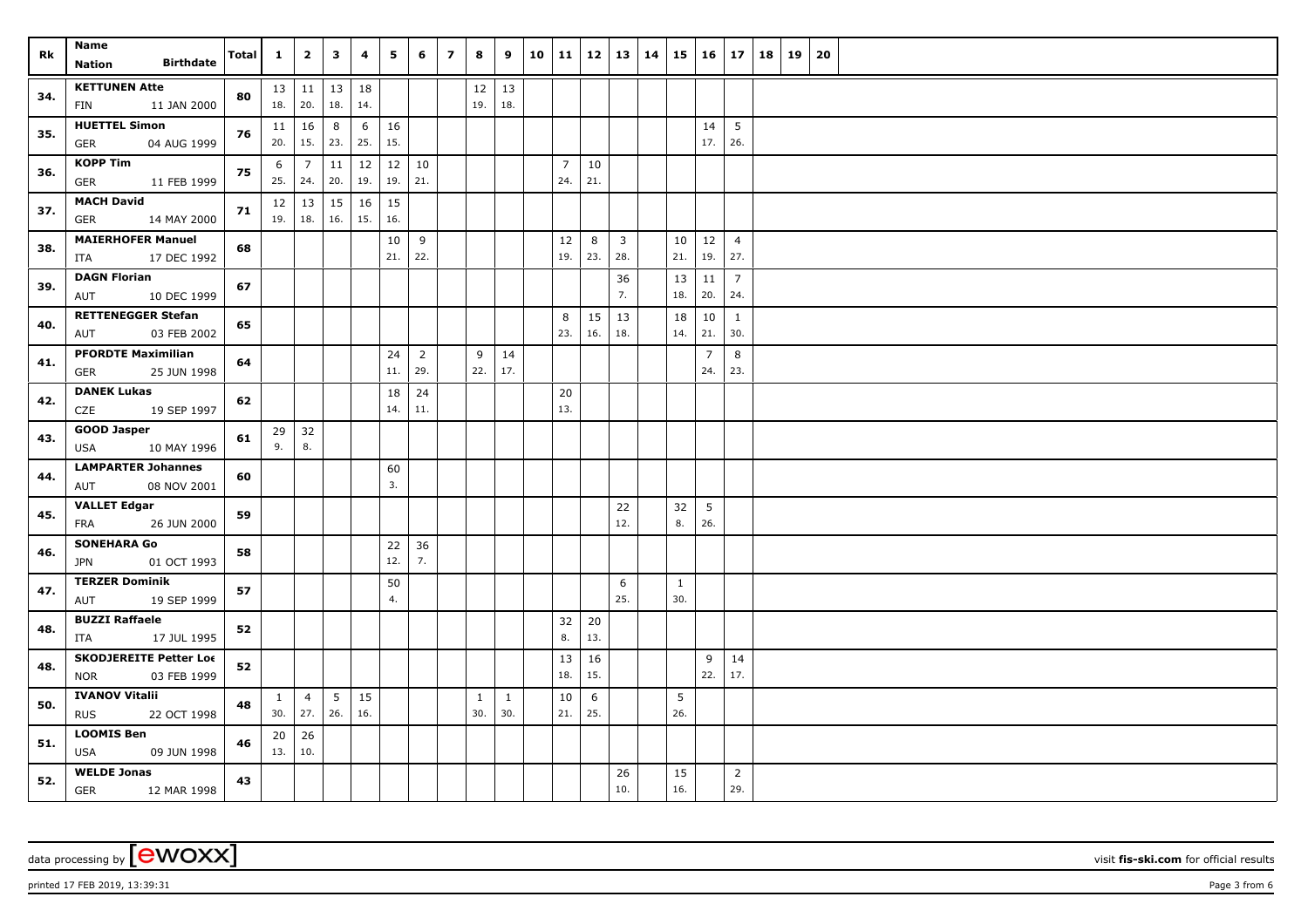| Rk | Name<br>Nation Birthdate | Total | 1 | 2 | 3 | 4 | 5 | 6 | 7 | 8 | 9 | 10 | 11 | 12 | 13 | 14 | 15 | 16 | 17 | 18 | 19 | 20 |
|---|---|---|---|---|---|---|---|---|---|---|---|---|---|---|---|---|---|---|---|---|---|---|
| 34. | **KETTUNEN Atte**<br>FIN 11 JAN 2000 | 80 | 13<br>18. | 11<br>20. | 13<br>18. | 18<br>14. | | | | 12<br>19. | 13<br>18. | | | | | | | | | | | |
| 35. | **HUETTEL Simon**<br>GER 04 AUG 1999 | 76 | 11<br>20. | 16<br>15. | 8<br>23. | 6<br>25. | 16<br>15. | | | | | | | | | | | 14<br>17. | 5<br>26. | | | |
| 36. | **KOPP Tim**<br>GER 11 FEB 1999 | 75 | 6<br>25. | 7<br>24. | 11<br>20. | 12<br>19. | 12<br>19. | 10<br>21. | | | | | 7<br>24. | 10<br>21. | | | | | | | | |
| 37. | **MACH David**<br>GER 14 MAY 2000 | 71 | 12<br>19. | 13<br>18. | 15<br>16. | 16<br>15. | 15<br>16. | | | | | | | | | | | | | | | |
| 38. | **MAIERHOFER Manuel**<br>ITA 17 DEC 1992 | 68 | | | | | 10<br>21. | 9<br>22. | | | | | 12<br>19. | 8<br>23. | 3<br>28. | | 10<br>21. | 12<br>19. | 4<br>27. | | | |
| 39. | **DAGN Florian**<br>AUT 10 DEC 1999 | 67 | | | | | | | | | | | | | 36<br>7. | | 13<br>18. | 11<br>20. | 7<br>24. | | | |
| 40. | **RETTENEGGER Stefan**<br>AUT 03 FEB 2002 | 65 | | | | | | | | | | | 8<br>23. | 15<br>16. | 13<br>18. | | 18<br>14. | 10<br>21. | 1<br>30. | | | |
| 41. | **PFORDTE Maximilian**<br>GER 25 JUN 1998 | 64 | | | | | 24<br>11. | 2<br>29. | | 9<br>22. | 14<br>17. | | | | | | | 7<br>24. | 8<br>23. | | | |
| 42. | **DANEK Lukas**<br>CZE 19 SEP 1997 | 62 | | | | | 18<br>14. | 24<br>11. | | | | | 20<br>13. | | | | | | | | | |
| 43. | **GOOD Jasper**<br>USA 10 MAY 1996 | 61 | 29<br>9. | 32<br>8. | | | | | | | | | | | | | | | | | | |
| 44. | **LAMPARTER Johannes**<br>AUT 08 NOV 2001 | 60 | | | | | 60<br>3. | | | | | | | | | | | | | | | |
| 45. | **VALLET Edgar**<br>FRA 26 JUN 2000 | 59 | | | | | | | | | | | | | 22<br>12. | | 32<br>8. | 5<br>26. | | | | |
| 46. | **SONEHARA Go**<br>JPN 01 OCT 1993 | 58 | | | | | 22<br>12. | 36<br>7. | | | | | | | | | | | | | | |
| 47. | **TERZER Dominik**<br>AUT 19 SEP 1999 | 57 | | | | | 50<br>4. | | | | | | | | 6<br>25. | | 1<br>30. | | | | | |
| 48. | **BUZZI Raffaele**<br>ITA 17 JUL 1995 | 52 | | | | | | | | | | | 32<br>8. | 20<br>13. | | | | | | | | |
| 48. | **SKODJEREITE Petter Loe**<br>NOR 03 FEB 1999 | 52 | | | | | | | | | | | 13<br>18. | 16<br>15. | | | | 9<br>22. | 14<br>17. | | | |
| 50. | **IVANOV Vitalii**<br>RUS 22 OCT 1998 | 48 | 1<br>30. | 4<br>27. | 5<br>26. | 15<br>16. | | | | 1<br>30. | 1<br>30. | | 10<br>21. | 6<br>25. | | | 5<br>26. | | | | | |
| 51. | **LOOMIS Ben**<br>USA 09 JUN 1998 | 46 | 20<br>13. | 26<br>10. | | | | | | | | | | | | | | | | | | |
| 52. | **WELDE Jonas**<br>GER 12 MAR 1998 | 43 | | | | | | | | | | | | | 26<br>10. | | 15<br>16. | | 2<br>29. | | | |

data processing by [ewoxx] visit **fis-ski.com** for official results

printed 17 FEB 2019, 13:39:31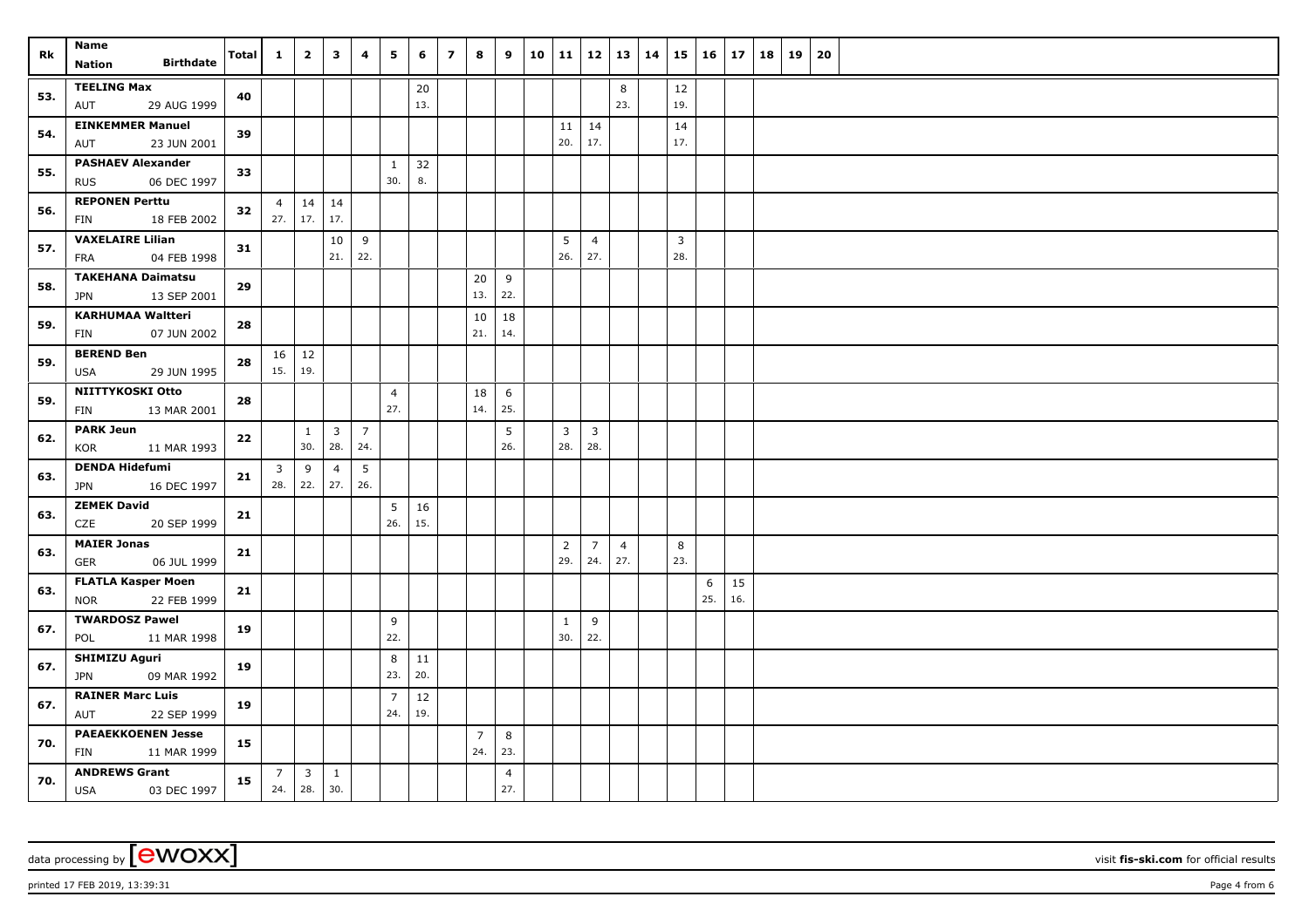| Rk | Name<br>Nation Birthdate | Total | 1 | 2 | 3 | 4 | 5 | 6 | 7 | 8 | 9 | 10 | 11 | 12 | 13 | 14 | 15 | 16 | 17 | 18 | 19 | 20 |
|---|---|---|---|---|---|---|---|---|---|---|---|---|---|---|---|---|---|---|---|---|---|---|
| 53. | **TEELING Max**<br>AUT 29 AUG 1999 | 40 | | | | | | 20<br>13. | | | | | | | 8<br>23. | | 12<br>19. | | | | | |
| 54. | **EINKEMMER Manuel**<br>AUT 23 JUN 2001 | 39 | | | | | | | | | | | 11<br>20. | 14<br>17. | | | 14<br>17. | | | | | |
| 55. | **PASHAEV Alexander**<br>RUS 06 DEC 1997 | 33 | | | | | 1<br>30. | 32<br>8. | | | | | | | | | | | | | | |
| 56. | **REPONEN Perttu**<br>FIN 18 FEB 2002 | 32 | 4<br>27. | 14<br>17. | 14<br>17. | | | | | | | | | | | | | | | | | |
| 57. | **VAXELAIRE Lilian**<br>FRA 04 FEB 1998 | 31 | | | 10<br>21. | 9<br>22. | | | | | | | 5<br>26. | 4<br>27. | | | 3<br>28. | | | | | |
| 58. | **TAKEHANA Daimatsu**<br>JPN 13 SEP 2001 | 29 | | | | | | | | 20<br>13. | 9<br>22. | | | | | | | | | | | |
| 59. | **KARHUMAA Waltteri**<br>FIN 07 JUN 2002 | 28 | | | | | | | | 10<br>21. | 18<br>14. | | | | | | | | | | | |
| 59. | **BEREND Ben**<br>USA 29 JUN 1995 | 28 | 16<br>15. | 12<br>19. | | | | | | | | | | | | | | | | | | |
| 59. | **NIITTYKOSKI Otto**<br>FIN 13 MAR 2001 | 28 | | | | | 4<br>27. | | | 18<br>14. | 6<br>25. | | | | | | | | | | | |
| 62. | **PARK Jeun**<br>KOR 11 MAR 1993 | 22 | | 1<br>30. | 3<br>28. | 7<br>24. | | | | | 5<br>26. | | 3<br>28. | 3<br>28. | | | | | | | | |
| 63. | **DENDA Hidefumi**<br>JPN 16 DEC 1997 | 21 | 3<br>28. | 9<br>22. | 4<br>27. | 5<br>26. | | | | | | | | | | | | | | | | |
| 63. | **ZEMEK David**<br>CZE 20 SEP 1999 | 21 | | | | | 5<br>26. | 16<br>15. | | | | | | | | | | | | | | |
| 63. | **MAIER Jonas**<br>GER 06 JUL 1999 | 21 | | | | | | | | | | | 2<br>29. | 7<br>24. | 4<br>27. | | 8<br>23. | | | | | |
| 63. | **FLATLA Kasper Moen**<br>NOR 22 FEB 1999 | 21 | | | | | | | | | | | | | | | | 6<br>25. | 15<br>16. | | | |
| 67. | **TWARDOSZ Pawel**<br>POL 11 MAR 1998 | 19 | | | | | 9<br>22. | | | | | | 1<br>30. | 9<br>22. | | | | | | | | |
| 67. | **SHIMIZU Aguri**<br>JPN 09 MAR 1992 | 19 | | | | | 8<br>23. | 11<br>20. | | | | | | | | | | | | | | |
| 67. | **RAINER Marc Luis**<br>AUT 22 SEP 1999 | 19 | | | | | 7<br>24. | 12<br>19. | | | | | | | | | | | | | | |
| 70. | **PAEAEKKOENEN Jesse**<br>FIN 11 MAR 1999 | 15 | | | | | | | | 7<br>24. | 8<br>23. | | | | | | | | | | | |
| 70. | **ANDREWS Grant**<br>USA 03 DEC 1997 | 15 | 7<br>24. | 3<br>28. | 1<br>30. | | | | | | 4<br>27. | | | | | | | | | | | |

data processing by [ewoxx] visit **fis-ski.com** for official results

printed 17 FEB 2019, 13:39:31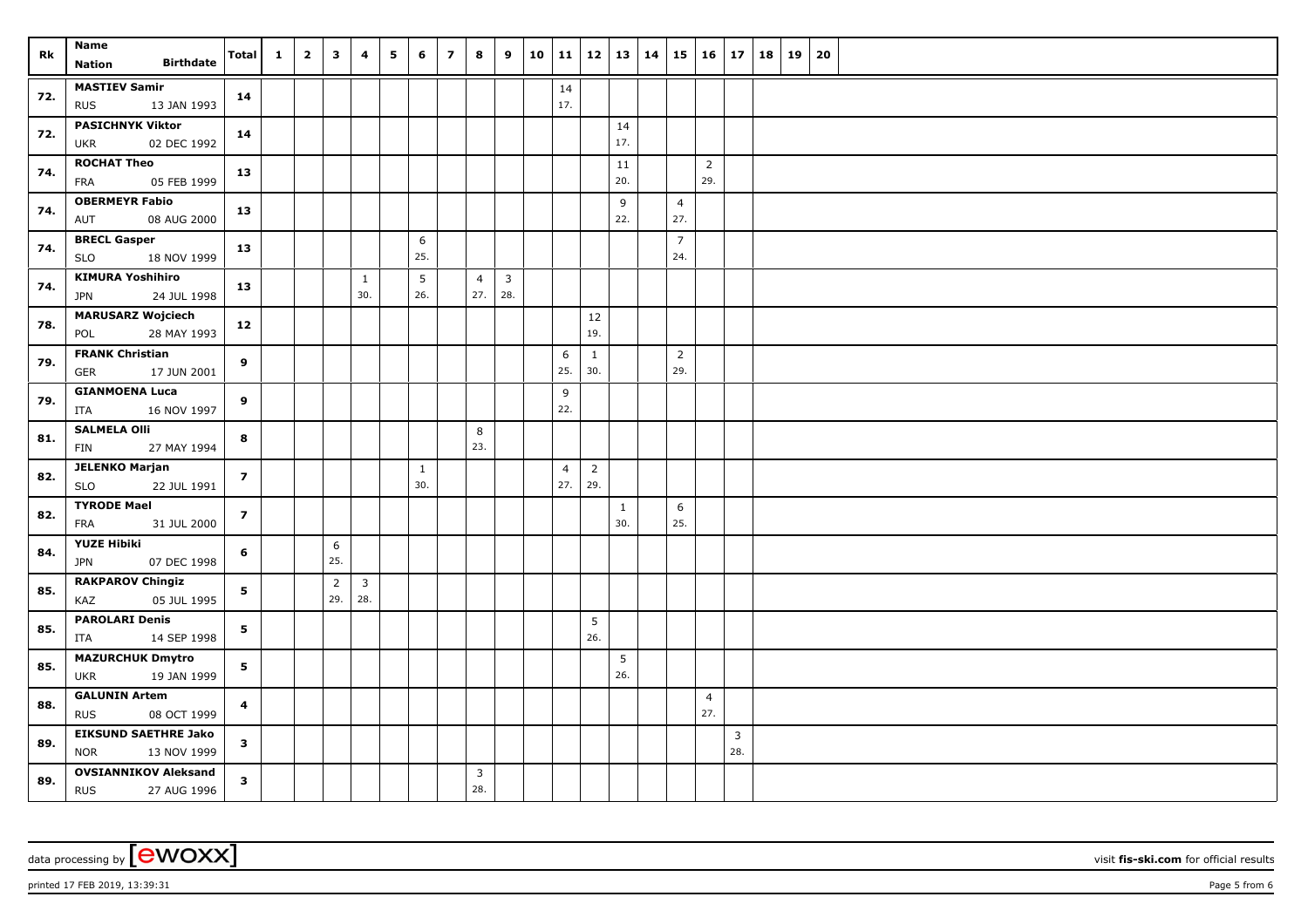| Rk | Name<br>Nation Birthdate | Total | 1 | 2 | 3 | 4 | 5 | 6 | 7 | 8 | 9 | 10 | 11 | 12 | 13 | 14 | 15 | 16 | 17 | 18 | 19 | 20 |
|---|---|---|---|---|---|---|---|---|---|---|---|---|---|---|---|---|---|---|---|---|---|---|
| 72. | MASTIEV Samir<br>RUS 13 JAN 1993 | 14 | | | | | | | | | | | 14<br>17. | | | | | | | | | |
| 72. | PASICHNYK Viktor<br>UKR 02 DEC 1992 | 14 | | | | | | | | | | | | | 14<br>17. | | | | | | | |
| 74. | ROCHAT Theo<br>FRA 05 FEB 1999 | 13 | | | | | | | | | | | | | 11<br>20. | | | 2<br>29. | | | | |
| 74. | OBERMEYR Fabio<br>AUT 08 AUG 2000 | 13 | | | | | | | | | | | | | 9<br>22. | | 4<br>27. | | | | | |
| 74. | BRECL Gasper<br>SLO 18 NOV 1999 | 13 | | | | | | 6<br>25. | | | | | | | | | 7<br>24. | | | | | |
| 74. | KIMURA Yoshihiro<br>JPN 24 JUL 1998 | 13 | | | | 1<br>30. | | 5<br>26. | | 4<br>27. | 3<br>28. | | | | | | | | | | | |
| 78. | MARUSARZ Wojciech<br>POL 28 MAY 1993 | 12 | | | | | | | | | | | | 12<br>19. | | | | | | | | |
| 79. | FRANK Christian<br>GER 17 JUN 2001 | 9 | | | | | | | | | | | 6<br>25. | 1<br>30. | | | 2<br>29. | | | | | |
| 79. | GIANMOENA Luca<br>ITA 16 NOV 1997 | 9 | | | | | | | | | | | 9<br>22. | | | | | | | | | |
| 81. | SALMELA Olli<br>FIN 27 MAY 1994 | 8 | | | | | | | | 8<br>23. | | | | | | | | | | | | |
| 82. | JELENKO Marjan<br>SLO 22 JUL 1991 | 7 | | | | | | 1<br>30. | | | | | 4<br>27. | 2<br>29. | | | | | | | | |
| 82. | TYRODE Mael<br>FRA 31 JUL 2000 | 7 | | | | | | | | | | | | | 1<br>30. | | 6<br>25. | | | | | |
| 84. | YUZE Hibiki<br>JPN 07 DEC 1998 | 6 | | | 6<br>25. | | | | | | | | | | | | | | | | | |
| 85. | RAKPAROV Chingiz<br>KAZ 05 JUL 1995 | 5 | | | 2<br>29. | 3<br>28. | | | | | | | | | | | | | | | | |
| 85. | PAROLARI Denis<br>ITA 14 SEP 1998 | 5 | | | | | | | | | | | | 5<br>26. | | | | | | | | |
| 85. | MAZURCHUK Dmytro<br>UKR 19 JAN 1999 | 5 | | | | | | | | | | | | | 5<br>26. | | | | | | | |
| 88. | GALUNIN Artem<br>RUS 08 OCT 1999 | 4 | | | | | | | | | | | | | | | | 4<br>27. | | | | |
| 89. | EIKSUND SAETHRE Jako<br>NOR 13 NOV 1999 | 3 | | | | | | | | | | | | | | | | | 3<br>28. | | | |
| 89. | OVSIANNIKOV Aleksand<br>RUS 27 AUG 1996 | 3 | | | | | | | | 3<br>28. | | | | | | | | | | | | |

data processing by [ewoxx] visit fis-ski.com for official results

printed 17 FEB 2019, 13:39:31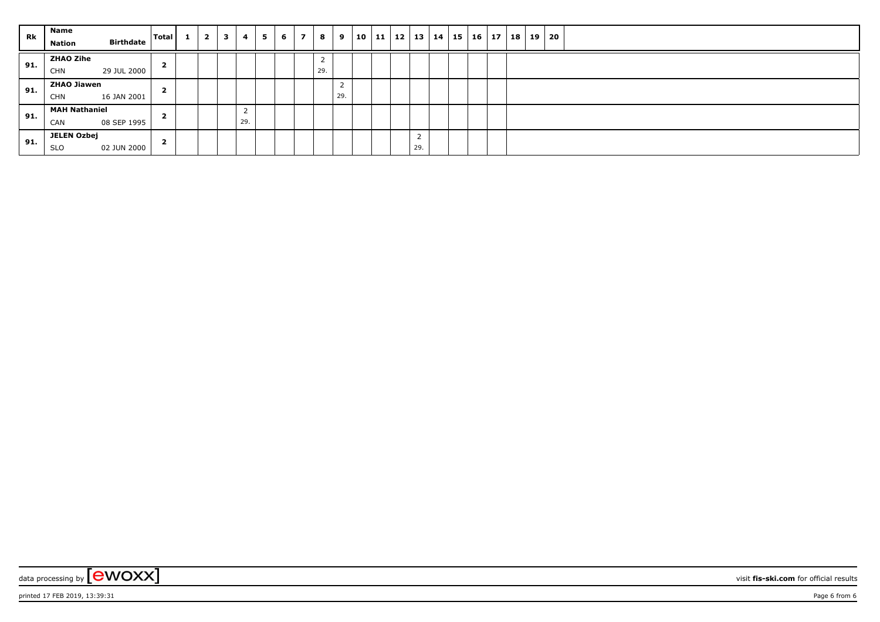| Rk | Name<br>Nation Birthdate | Total | 1 | 2 | 3 | 4 | 5 | 6 | 7 | 8 | 9 | 10 | 11 | 12 | 13 | 14 | 15 | 16 | 17 | 18 | 19 | 20 |
|---|---|---|---|---|---|---|---|---|---|---|---|---|---|---|---|---|---|---|---|---|---|---|
| 91. | **ZHAO Zihe**<br>CHN 29 JUL 2000 | **2** | | | | | | | | 2<br>29. | | | | | | | | | | | | |
| 91. | **ZHAO Jiawen**<br>CHN 16 JAN 2001 | **2** | | | | | | | | | 2<br>29. | | | | | | | | | | | |
| 91. | **MAH Nathaniel**<br>CAN 08 SEP 1995 | **2** | | | | 2<br>29. | | | | | | | | | | | | | | | | |
| 91. | **JELEN Ozbej**<br>SLO 02 JUN 2000 | **2** | | | | | | | | | | | | | 2<br>29. | | | | | | | |

data processing by [ewoxx]

visit **fis-ski.com** for official results

printed 17 FEB 2019, 13:39:31